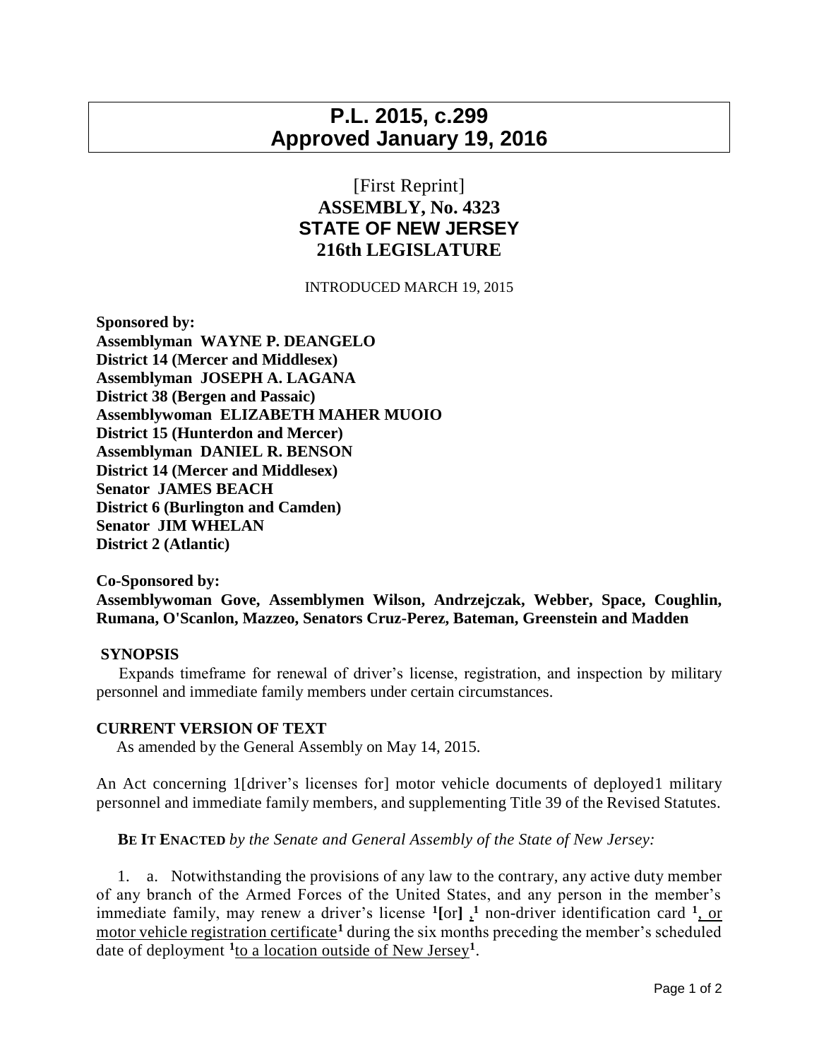# P.L. 2015, c.299
# Approved January 19, 2016

[First Reprint]

**ASSEMBLY, No. 4323**

**STATE OF NEW JERSEY**

**216th LEGISLATURE**

INTRODUCED MARCH 19, 2015

**Sponsored by:**
**Assemblyman WAYNE P. DEANGELO**
**District 14 (Mercer and Middlesex)**
**Assemblyman JOSEPH A. LAGANA**
**District 38 (Bergen and Passaic)**
**Assemblywoman ELIZABETH MAHER MUOIO**
**District 15 (Hunterdon and Mercer)**
**Assemblyman DANIEL R. BENSON**
**District 14 (Mercer and Middlesex)**
**Senator JAMES BEACH**
**District 6 (Burlington and Camden)**
**Senator JIM WHELAN**
**District 2 (Atlantic)**

**Co-Sponsored by:**
**Assemblywoman Gove, Assemblymen Wilson, Andrzejczak, Webber, Space, Coughlin, Rumana, O'Scanlon, Mazzeo, Senators Cruz-Perez, Bateman, Greenstein and Madden**

**SYNOPSIS**

Expands timeframe for renewal of driver's license, registration, and inspection by military personnel and immediate family members under certain circumstances.

**CURRENT VERSION OF TEXT**

As amended by the General Assembly on May 14, 2015.

An Act concerning 1[driver's licenses for] motor vehicle documents of deployed1 military personnel and immediate family members, and supplementing Title 39 of the Revised Statutes.

**BE IT ENACTED** *by the Senate and General Assembly of the State of New Jersey:*

1. a. Notwithstanding the provisions of any law to the contrary, any active duty member of any branch of the Armed Forces of the United States, and any person in the member's immediate family, may renew a driver's license [1][or] ,[1] non-driver identification card [1], or motor vehicle registration certificate[1] during the six months preceding the member's scheduled date of deployment [1]to a location outside of New Jersey[1].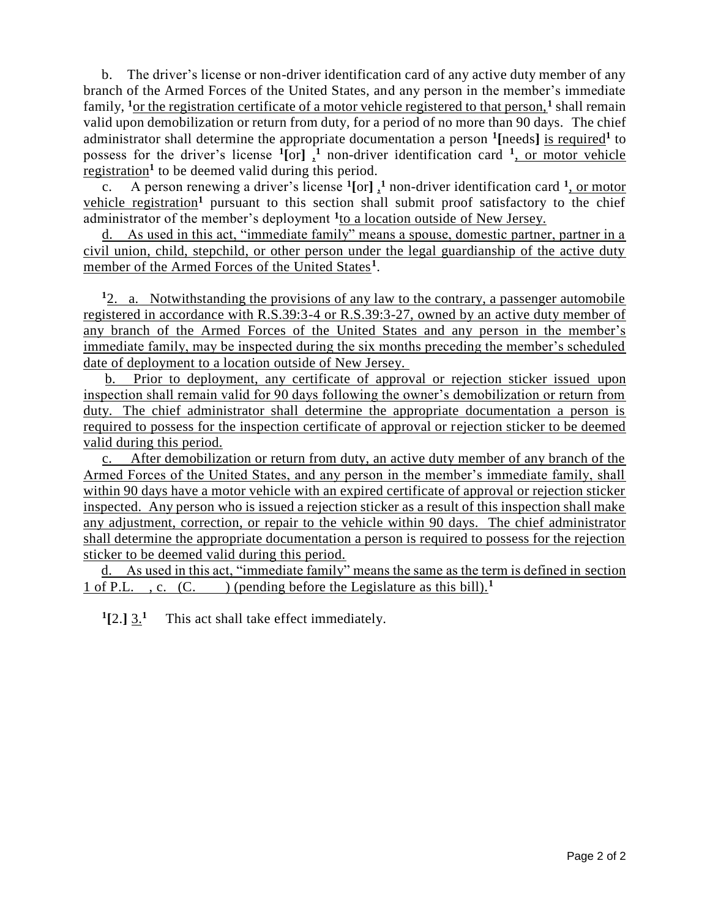b. The driver's license or non-driver identification card of any active duty member of any branch of the Armed Forces of the United States, and any person in the member's immediate family, [1]or the registration certificate of a motor vehicle registered to that person,[1] shall remain valid upon demobilization or return from duty, for a period of no more than 90 days. The chief administrator shall determine the appropriate documentation a person [1][needs] is required[1] to possess for the driver's license [1][or] ,[1] non-driver identification card [1], or motor vehicle registration[1] to be deemed valid during this period.

c. A person renewing a driver's license [1][or] ,[1] non-driver identification card [1], or motor vehicle registration[1] pursuant to this section shall submit proof satisfactory to the chief administrator of the member's deployment [1]to a location outside of New Jersey.

d. As used in this act, "immediate family" means a spouse, domestic partner, partner in a civil union, child, stepchild, or other person under the legal guardianship of the active duty member of the Armed Forces of the United States[1].

[1]2. a. Notwithstanding the provisions of any law to the contrary, a passenger automobile registered in accordance with R.S.39:3-4 or R.S.39:3-27, owned by an active duty member of any branch of the Armed Forces of the United States and any person in the member's immediate family, may be inspected during the six months preceding the member's scheduled date of deployment to a location outside of New Jersey.

b. Prior to deployment, any certificate of approval or rejection sticker issued upon inspection shall remain valid for 90 days following the owner's demobilization or return from duty. The chief administrator shall determine the appropriate documentation a person is required to possess for the inspection certificate of approval or rejection sticker to be deemed valid during this period.

c. After demobilization or return from duty, an active duty member of any branch of the Armed Forces of the United States, and any person in the member's immediate family, shall within 90 days have a motor vehicle with an expired certificate of approval or rejection sticker inspected. Any person who is issued a rejection sticker as a result of this inspection shall make any adjustment, correction, or repair to the vehicle within 90 days. The chief administrator shall determine the appropriate documentation a person is required to possess for the rejection sticker to be deemed valid during this period.

d. As used in this act, "immediate family" means the same as the term is defined in section 1 of P.L. , c. (C. ) (pending before the Legislature as this bill).[1]

[1][2.] 3.[1] This act shall take effect immediately.